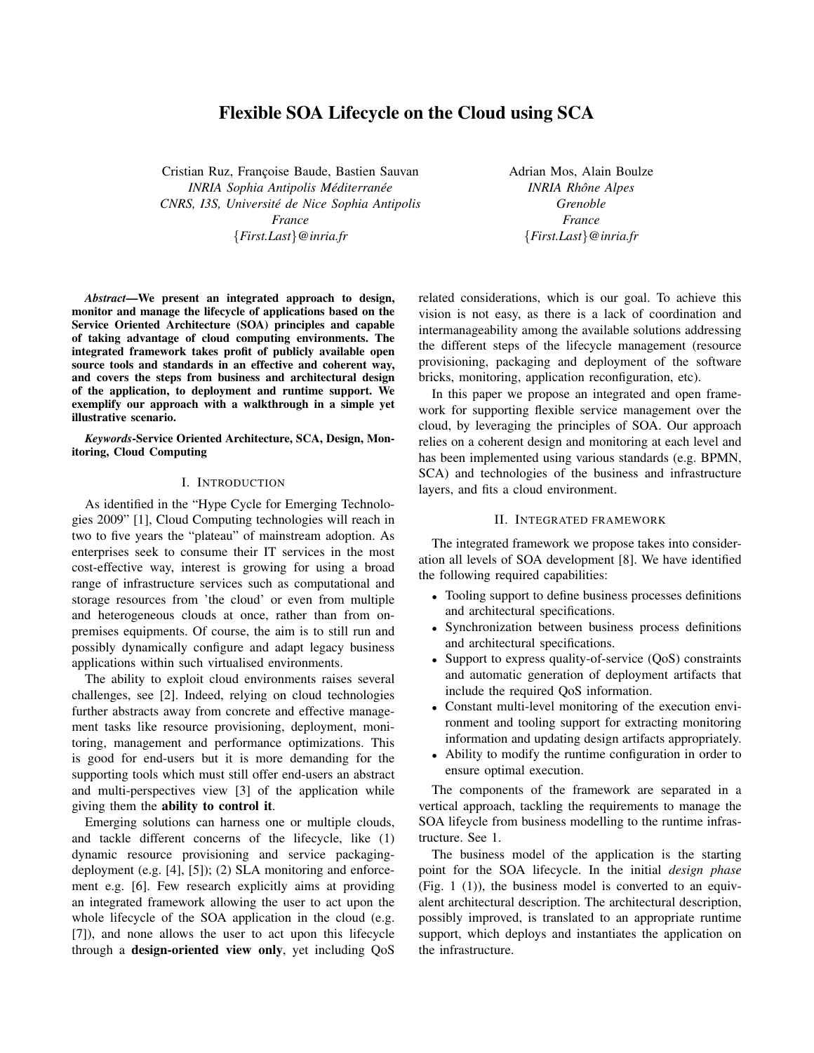# Flexible SOA Lifecycle on the Cloud using SCA

Cristian Ruz, Françoise Baude, Bastien Sauvan
*INRIA Sophia Antipolis Méditerranée*
*CNRS, I3S, Université de Nice Sophia Antipolis*
*France*
*{First.Last}@inria.fr*

Adrian Mos, Alain Boulze
*INRIA Rhône Alpes*
*Grenoble*
*France*
*{First.Last}@inria.fr*

***Abstract*—We present an integrated approach to design, monitor and manage the lifecycle of applications based on the Service Oriented Architecture (SOA) principles and capable of taking advantage of cloud computing environments. The integrated framework takes profit of publicly available open source tools and standards in an effective and coherent way, and covers the steps from business and architectural design of the application, to deployment and runtime support. We exemplify our approach with a walkthrough in a simple yet illustrative scenario.**

***Keywords*-Service Oriented Architecture, SCA, Design, Monitoring, Cloud Computing**

## I. Introduction

As identified in the "Hype Cycle for Emerging Technologies 2009" [1], Cloud Computing technologies will reach in two to five years the "plateau" of mainstream adoption. As enterprises seek to consume their IT services in the most cost-effective way, interest is growing for using a broad range of infrastructure services such as computational and storage resources from 'the cloud' or even from multiple and heterogeneous clouds at once, rather than from on-premises equipments. Of course, the aim is to still run and possibly dynamically configure and adapt legacy business applications within such virtualised environments.

The ability to exploit cloud environments raises several challenges, see [2]. Indeed, relying on cloud technologies further abstracts away from concrete and effective management tasks like resource provisioning, deployment, monitoring, management and performance optimizations. This is good for end-users but it is more demanding for the supporting tools which must still offer end-users an abstract and multi-perspectives view [3] of the application while giving them the **ability to control it**.

Emerging solutions can harness one or multiple clouds, and tackle different concerns of the lifecycle, like (1) dynamic resource provisioning and service packaging-deployment (e.g. [4], [5]); (2) SLA monitoring and enforcement e.g. [6]. Few research explicitly aims at providing an integrated framework allowing the user to act upon the whole lifecycle of the SOA application in the cloud (e.g. [7]), and none allows the user to act upon this lifecycle through a **design-oriented view only**, yet including QoS related considerations, which is our goal. To achieve this vision is not easy, as there is a lack of coordination and intermanageability among the available solutions addressing the different steps of the lifecycle management (resource provisioning, packaging and deployment of the software bricks, monitoring, application reconfiguration, etc).

In this paper we propose an integrated and open framework for supporting flexible service management over the cloud, by leveraging the principles of SOA. Our approach relies on a coherent design and monitoring at each level and has been implemented using various standards (e.g. BPMN, SCA) and technologies of the business and infrastructure layers, and fits a cloud environment.

## II. Integrated framework

The integrated framework we propose takes into consideration all levels of SOA development [8]. We have identified the following required capabilities:

- Tooling support to define business processes definitions and architectural specifications.
- Synchronization between business process definitions and architectural specifications.
- Support to express quality-of-service (QoS) constraints and automatic generation of deployment artifacts that include the required QoS information.
- Constant multi-level monitoring of the execution environment and tooling support for extracting monitoring information and updating design artifacts appropriately.
- Ability to modify the runtime configuration in order to ensure optimal execution.

The components of the framework are separated in a vertical approach, tackling the requirements to manage the SOA lifecycle from business modelling to the runtime infrastructure. See 1.

The business model of the application is the starting point for the SOA lifecycle. In the initial *design phase* (Fig. 1 (1)), the business model is converted to an equivalent architectural description. The architectural description, possibly improved, is translated to an appropriate runtime support, which deploys and instantiates the application on the infrastructure.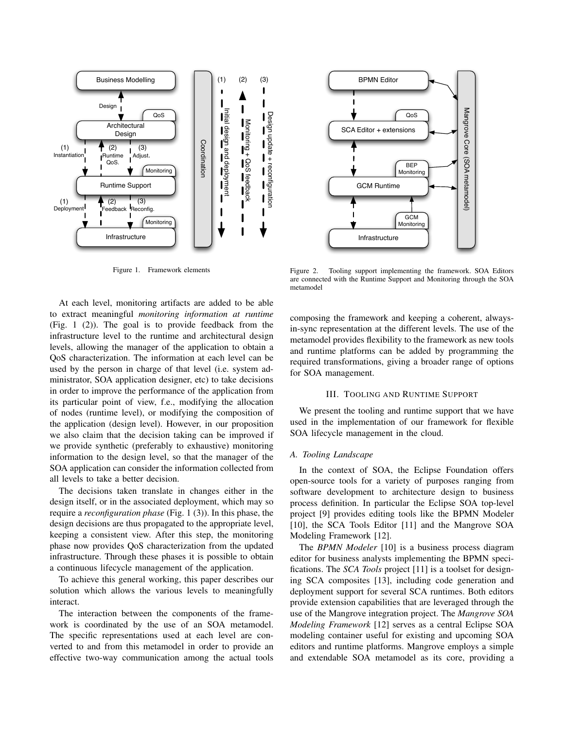Business Modelling

Design

QoS

Architectural Design

(1) Instantiation

(2) Runtime QoS.

(3) Adjust.

Monitoring

Runtime Support

(1) Deployment

(2) Feedback

(3) Reconfig.

Monitoring

Infrastructure

Coordination

(1) Initial design and deployment

(2) Monitoring + QoS feedback

(3) Design update + reconfiguration

Figure 1. Framework elements

BPMN Editor

QoS

SCA Editor + extensions

BEP Monitoring

GCM Runtime

GCM Monitoring

Infrastructure

Mangrove Core (SOA metamodel)

Figure 2. Tooling support implementing the framework. SOA Editors are connected with the Runtime Support and Monitoring through the SOA metamodel

At each level, monitoring artifacts are added to be able to extract meaningful *monitoring information at runtime* (Fig. 1 (2)). The goal is to provide feedback from the infrastructure level to the runtime and architectural design levels, allowing the manager of the application to obtain a QoS characterization. The information at each level can be used by the person in charge of that level (i.e. system administrator, SOA application designer, etc) to take decisions in order to improve the performance of the application from its particular point of view, f.e., modifying the allocation of nodes (runtime level), or modifying the composition of the application (design level). However, in our proposition we also claim that the decision taking can be improved if we provide synthetic (preferably to exhaustive) monitoring information to the design level, so that the manager of the SOA application can consider the information collected from all levels to take a better decision.

The decisions taken translate in changes either in the design itself, or in the associated deployment, which may so require a *reconfiguration phase* (Fig. 1 (3)). In this phase, the design decisions are thus propagated to the appropriate level, keeping a consistent view. After this step, the monitoring phase now provides QoS characterization from the updated infrastructure. Through these phases it is possible to obtain a continuous lifecycle management of the application.

To achieve this general working, this paper describes our solution which allows the various levels to meaningfully interact.

The interaction between the components of the framework is coordinated by the use of an SOA metamodel. The specific representations used at each level are converted to and from this metamodel in order to provide an effective two-way communication among the actual tools composing the framework and keeping a coherent, always-in-sync representation at the different levels. The use of the metamodel provides flexibility to the framework as new tools and runtime platforms can be added by programming the required transformations, giving a broader range of options for SOA management.

## III. Tooling and Runtime Support

We present the tooling and runtime support that we have used in the implementation of our framework for flexible SOA lifecycle management in the cloud.

### A. Tooling Landscape

In the context of SOA, the Eclipse Foundation offers open-source tools for a variety of purposes ranging from software development to architecture design to business process definition. In particular the Eclipse SOA top-level project [9] provides editing tools like the BPMN Modeler [10], the SCA Tools Editor [11] and the Mangrove SOA Modeling Framework [12].

The *BPMN Modeler* [10] is a business process diagram editor for business analysts implementing the BPMN specifications. The *SCA Tools* project [11] is a toolset for designing SCA composites [13], including code generation and deployment support for several SCA runtimes. Both editors provide extension capabilities that are leveraged through the use of the Mangrove integration project. The *Mangrove SOA Modeling Framework* [12] serves as a central Eclipse SOA modeling container useful for existing and upcoming SOA editors and runtime platforms. Mangrove employs a simple and extendable SOA metamodel as its core, providing a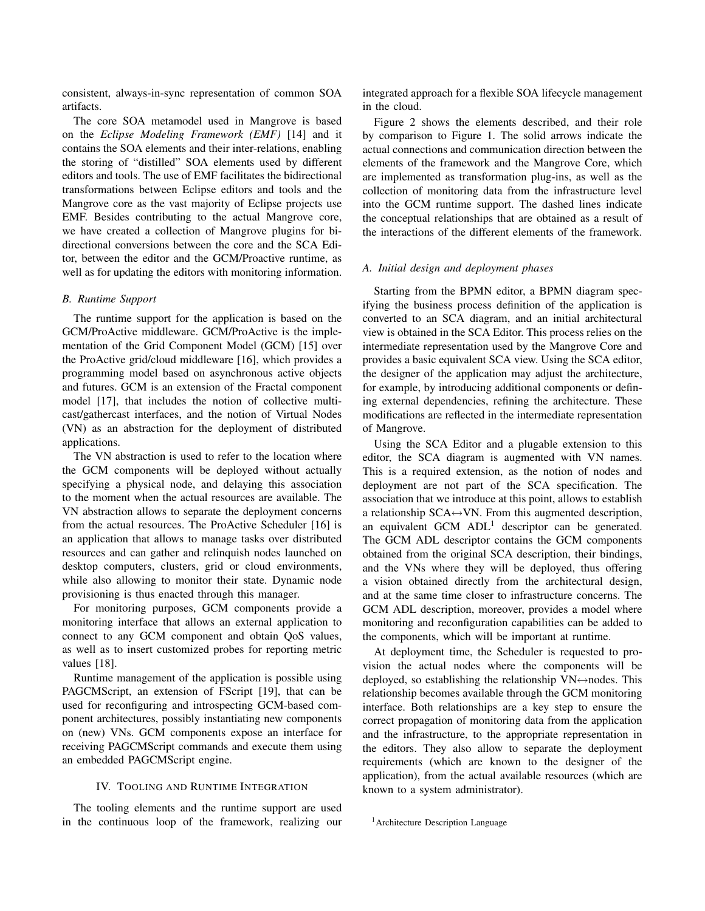consistent, always-in-sync representation of common SOA artifacts.

The core SOA metamodel used in Mangrove is based on the *Eclipse Modeling Framework (EMF)* [14] and it contains the SOA elements and their inter-relations, enabling the storing of "distilled" SOA elements used by different editors and tools. The use of EMF facilitates the bidirectional transformations between Eclipse editors and tools and the Mangrove core as the vast majority of Eclipse projects use EMF. Besides contributing to the actual Mangrove core, we have created a collection of Mangrove plugins for bi-directional conversions between the core and the SCA Editor, between the editor and the GCM/Proactive runtime, as well as for updating the editors with monitoring information.

### *B. Runtime Support*

The runtime support for the application is based on the GCM/ProActive middleware. GCM/ProActive is the implementation of the Grid Component Model (GCM) [15] over the ProActive grid/cloud middleware [16], which provides a programming model based on asynchronous active objects and futures. GCM is an extension of the Fractal component model [17], that includes the notion of collective multicast/gathercast interfaces, and the notion of Virtual Nodes (VN) as an abstraction for the deployment of distributed applications.

The VN abstraction is used to refer to the location where the GCM components will be deployed without actually specifying a physical node, and delaying this association to the moment when the actual resources are available. The VN abstraction allows to separate the deployment concerns from the actual resources. The ProActive Scheduler [16] is an application that allows to manage tasks over distributed resources and can gather and relinquish nodes launched on desktop computers, clusters, grid or cloud environments, while also allowing to monitor their state. Dynamic node provisioning is thus enacted through this manager.

For monitoring purposes, GCM components provide a monitoring interface that allows an external application to connect to any GCM component and obtain QoS values, as well as to insert customized probes for reporting metric values [18].

Runtime management of the application is possible using PAGCMScript, an extension of FScript [19], that can be used for reconfiguring and introspecting GCM-based component architectures, possibly instantiating new components on (new) VNs. GCM components expose an interface for receiving PAGCMScript commands and execute them using an embedded PAGCMScript engine.

## IV. Tooling and Runtime Integration

The tooling elements and the runtime support are used in the continuous loop of the framework, realizing our integrated approach for a flexible SOA lifecycle management in the cloud.

Figure 2 shows the elements described, and their role by comparison to Figure 1. The solid arrows indicate the actual connections and communication direction between the elements of the framework and the Mangrove Core, which are implemented as transformation plug-ins, as well as the collection of monitoring data from the infrastructure level into the GCM runtime support. The dashed lines indicate the conceptual relationships that are obtained as a result of the interactions of the different elements of the framework.

### *A. Initial design and deployment phases*

Starting from the BPMN editor, a BPMN diagram specifying the business process definition of the application is converted to an SCA diagram, and an initial architectural view is obtained in the SCA Editor. This process relies on the intermediate representation used by the Mangrove Core and provides a basic equivalent SCA view. Using the SCA editor, the designer of the application may adjust the architecture, for example, by introducing additional components or defining external dependencies, refining the architecture. These modifications are reflected in the intermediate representation of Mangrove.

Using the SCA Editor and a plugable extension to this editor, the SCA diagram is augmented with VN names. This is a required extension, as the notion of nodes and deployment are not part of the SCA specification. The association that we introduce at this point, allows to establish a relationship SCA↔VN. From this augmented description, an equivalent GCM ADL[1] descriptor can be generated. The GCM ADL descriptor contains the GCM components obtained from the original SCA description, their bindings, and the VNs where they will be deployed, thus offering a vision obtained directly from the architectural design, and at the same time closer to infrastructure concerns. The GCM ADL description, moreover, provides a model where monitoring and reconfiguration capabilities can be added to the components, which will be important at runtime.

At deployment time, the Scheduler is requested to provision the actual nodes where the components will be deployed, so establishing the relationship VN↔nodes. This relationship becomes available through the GCM monitoring interface. Both relationships are a key step to ensure the correct propagation of monitoring data from the application and the infrastructure, to the appropriate representation in the editors. They also allow to separate the deployment requirements (which are known to the designer of the application), from the actual available resources (which are known to a system administrator).

[1] Architecture Description Language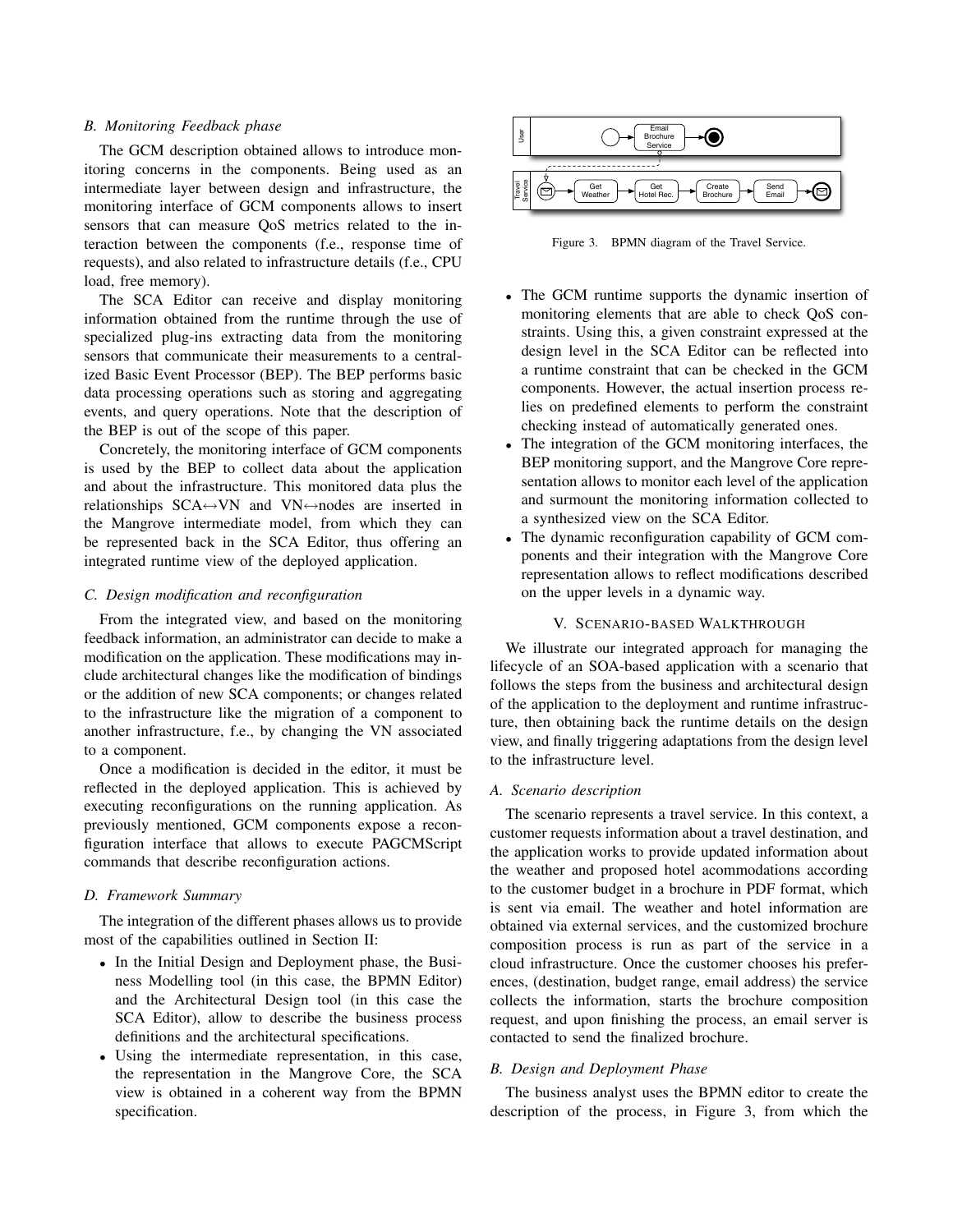### B. Monitoring Feedback phase

The GCM description obtained allows to introduce monitoring concerns in the components. Being used as an intermediate layer between design and infrastructure, the monitoring interface of GCM components allows to insert sensors that can measure QoS metrics related to the interaction between the components (f.e., response time of requests), and also related to infrastructure details (f.e., CPU load, free memory).

The SCA Editor can receive and display monitoring information obtained from the runtime through the use of specialized plug-ins extracting data from the monitoring sensors that communicate their measurements to a centralized Basic Event Processor (BEP). The BEP performs basic data processing operations such as storing and aggregating events, and query operations. Note that the description of the BEP is out of the scope of this paper.

Concretely, the monitoring interface of GCM components is used by the BEP to collect data about the application and about the infrastructure. This monitored data plus the relationships SCA↔VN and VN↔nodes are inserted in the Mangrove intermediate model, from which they can be represented back in the SCA Editor, thus offering an integrated runtime view of the deployed application.

### C. Design modification and reconfiguration

From the integrated view, and based on the monitoring feedback information, an administrator can decide to make a modification on the application. These modifications may include architectural changes like the modification of bindings or the addition of new SCA components; or changes related to the infrastructure like the migration of a component to another infrastructure, f.e., by changing the VN associated to a component.

Once a modification is decided in the editor, it must be reflected in the deployed application. This is achieved by executing reconfigurations on the running application. As previously mentioned, GCM components expose a reconfiguration interface that allows to execute PAGCMScript commands that describe reconfiguration actions.

### D. Framework Summary

The integration of the different phases allows us to provide most of the capabilities outlined in Section II:

- In the Initial Design and Deployment phase, the Business Modelling tool (in this case, the BPMN Editor) and the Architectural Design tool (in this case the SCA Editor), allow to describe the business process definitions and the architectural specifications.
- Using the intermediate representation, in this case, the representation in the Mangrove Core, the SCA view is obtained in a coherent way from the BPMN specification.
- The GCM runtime supports the dynamic insertion of monitoring elements that are able to check QoS constraints. Using this, a given constraint expressed at the design level in the SCA Editor can be reflected into a runtime constraint that can be checked in the GCM components. However, the actual insertion process relies on predefined elements to perform the constraint checking instead of automatically generated ones.
- The integration of the GCM monitoring interfaces, the BEP monitoring support, and the Mangrove Core representation allows to monitor each level of the application and surmount the monitoring information collected to a synthesized view on the SCA Editor.
- The dynamic reconfiguration capability of GCM components and their integration with the Mangrove Core representation allows to reflect modifications described on the upper levels in a dynamic way.

User

Email Brochure Service

Travel Service

Get Weather

Get Hotel Rec.

Create Brochure

Send Email

Figure 3. BPMN diagram of the Travel Service.

## V. Scenario-based Walkthrough

We illustrate our integrated approach for managing the lifecycle of an SOA-based application with a scenario that follows the steps from the business and architectural design of the application to the deployment and runtime infrastructure, then obtaining back the runtime details on the design view, and finally triggering adaptations from the design level to the infrastructure level.

### A. Scenario description

The scenario represents a travel service. In this context, a customer requests information about a travel destination, and the application works to provide updated information about the weather and proposed hotel acommodations according to the customer budget in a brochure in PDF format, which is sent via email. The weather and hotel information are obtained via external services, and the customized brochure composition process is run as part of the service in a cloud infrastructure. Once the customer chooses his preferences, (destination, budget range, email address) the service collects the information, starts the brochure composition request, and upon finishing the process, an email server is contacted to send the finalized brochure.

### B. Design and Deployment Phase

The business analyst uses the BPMN editor to create the description of the process, in Figure 3, from which the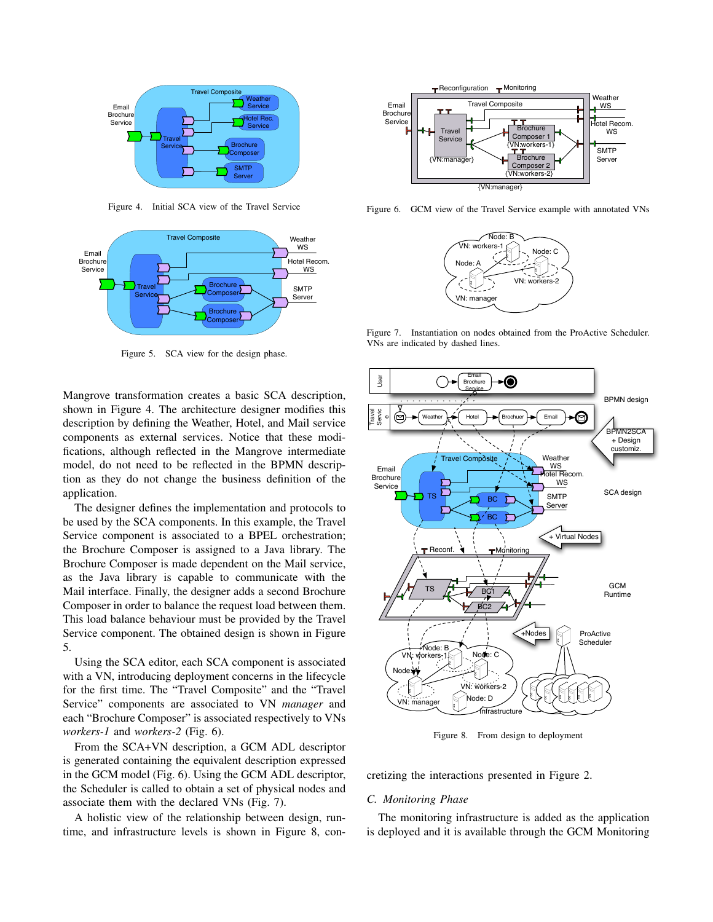Figure 4. Initial SCA view of the Travel Service

Figure 5. SCA view for the design phase.

Mangrove transformation creates a basic SCA description, shown in Figure 4. The architecture designer modifies this description by defining the Weather, Hotel, and Mail service components as external services. Notice that these modifications, although reflected in the Mangrove intermediate model, do not need to be reflected in the BPMN description as they do not change the business definition of the application.

The designer defines the implementation and protocols to be used by the SCA components. In this example, the Travel Service component is associated to a BPEL orchestration; the Brochure Composer is assigned to a Java library. The Brochure Composer is made dependent on the Mail service, as the Java library is capable to communicate with the Mail interface. Finally, the designer adds a second Brochure Composer in order to balance the request load between them. This load balance behaviour must be provided by the Travel Service component. The obtained design is shown in Figure 5.

Using the SCA editor, each SCA component is associated with a VN, introducing deployment concerns in the lifecycle for the first time. The "Travel Composite" and the "Travel Service" components are associated to VN *manager* and each "Brochure Composer" is associated respectively to VNs *workers-1* and *workers-2* (Fig. 6).

From the SCA+VN description, a GCM ADL descriptor is generated containing the equivalent description expressed in the GCM model (Fig. 6). Using the GCM ADL descriptor, the Scheduler is called to obtain a set of physical nodes and associate them with the declared VNs (Fig. 7).

A holistic view of the relationship between design, runtime, and infrastructure levels is shown in Figure 8, concretizing the interactions presented in Figure 2.

Figure 6. GCM view of the Travel Service example with annotated VNs

Figure 7. Instantiation on nodes obtained from the ProActive Scheduler. VNs are indicated by dashed lines.

Figure 8. From design to deployment

## C. Monitoring Phase

The monitoring infrastructure is added as the application is deployed and it is available through the GCM Monitoring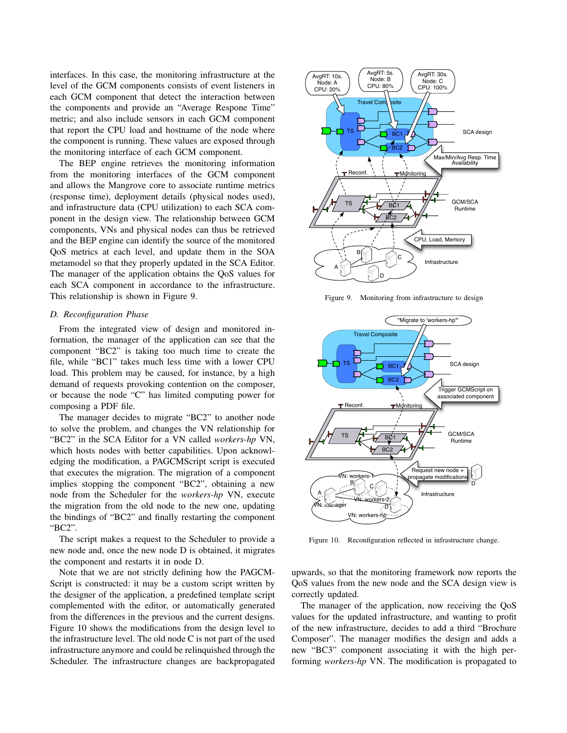interfaces. In this case, the monitoring infrastructure at the level of the GCM components consists of event listeners in each GCM component that detect the interaction between the components and provide an "Average Respone Time" metric; and also include sensors in each GCM component that report the CPU load and hostname of the node where the component is running. These values are exposed through the monitoring interface of each GCM component.

The BEP engine retrieves the monitoring information from the monitoring interfaces of the GCM component and allows the Mangrove core to associate runtime metrics (response time), deployment details (physical nodes used), and infrastructure data (CPU utilization) to each SCA component in the design view. The relationship between GCM components, VNs and physical nodes can thus be retrieved and the BEP engine can identify the source of the monitored QoS metrics at each level, and update them in the SOA metamodel so that they properly updated in the SCA Editor. The manager of the application obtains the QoS values for each SCA component in accordance to the infrastructure. This relationship is shown in Figure 9.

### D. Reconfiguration Phase

From the integrated view of design and monitored information, the manager of the application can see that the component "BC2" is taking too much time to create the file, while "BC1" takes much less time with a lower CPU load. This problem may be caused, for instance, by a high demand of requests provoking contention on the composer, or because the node "C" has limited computing power for composing a PDF file.

The manager decides to migrate "BC2" to another node to solve the problem, and changes the VN relationship for "BC2" in the SCA Editor for a VN called *workers-hp* VN, which hosts nodes with better capabilities. Upon acknowledging the modification, a PAGCMScript script is executed that executes the migration. The migration of a component implies stopping the component "BC2", obtaining a new node from the Scheduler for the *workers-hp* VN, execute the migration from the old node to the new one, updating the bindings of "BC2" and finally restarting the component "BC2".

The script makes a request to the Scheduler to provide a new node and, once the new node D is obtained, it migrates the component and restarts it in node D.

Note that we are not strictly defining how the PAGCMScript is constructed: it may be a custom script written by the designer of the application, a predefined template script complemented with the editor, or automatically generated from the differences in the previous and the current designs. Figure 10 shows the modifications from the design level to the infrastructure level. The old node C is not part of the used infrastructure anymore and could be relinquished through the Scheduler. The infrastructure changes are backpropagated upwards, so that the monitoring framework now reports the QoS values from the new node and the SCA design view is correctly updated.

Figure 9. Monitoring from infrastructure to design

Figure 10. Reconfiguration reflected in infrastructure change.

The manager of the application, now receiving the QoS values for the updated infrastructure, and wanting to profit of the new infrastructure, decides to add a third "Brochure Composer". The manager modifies the design and adds a new "BC3" component associating it with the high performing *workers-hp* VN. The modification is propagated to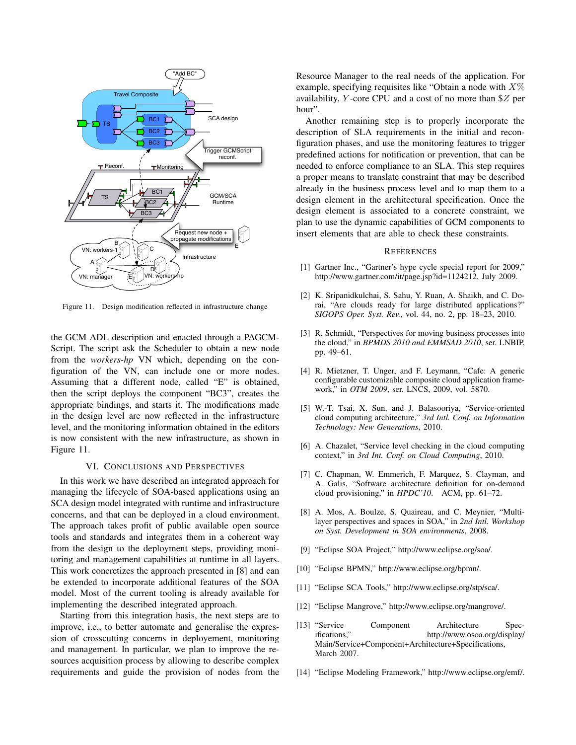"Add BC"

Travel Composite

TS

BC1

BC2

BC3

SCA design

Trigger GCMScript reconf.

Reconf.

Monitoring

TS

BC1

BC2

BC3

GCM/SCA Runtime

Request new node + propagate modifications

E

B

VN: workers-1

C

A

VN: manager

E

D

VN: workers-hp

Infrastructure

Figure 11. Design modification reflected in infrastructure change

the GCM ADL description and enacted through a PAGCM-Script. The script ask the Scheduler to obtain a new node from the *workers-hp* VN which, depending on the configuration of the VN, can include one or more nodes. Assuming that a different node, called "E" is obtained, then the script deploys the component "BC3", creates the appropriate bindings, and starts it. The modifications made in the design level are now reflected in the infrastructure level, and the monitoring information obtained in the editors is now consistent with the new infrastructure, as shown in Figure 11.

## VI. Conclusions and Perspectives

In this work we have described an integrated approach for managing the lifecycle of SOA-based applications using an SCA design model integrated with runtime and infrastructure concerns, and that can be deployed in a cloud environment. The approach takes profit of public available open source tools and standards and integrates them in a coherent way from the design to the deployment steps, providing monitoring and management capabilities at runtime in all layers. This work concretizes the approach presented in [8] and can be extended to incorporate additional features of the SOA model. Most of the current tooling is already available for implementing the described integrated approach.

Starting from this integration basis, the next steps are to improve, i.e., to better automate and generalise the expression of crosscutting concerns in deployement, monitoring and management. In particular, we plan to improve the resources acquisition process by allowing to describe complex requirements and guide the provision of nodes from the Resource Manager to the real needs of the application. For example, specifying requisites like "Obtain a node with $X\%$ availability, $Y$-core CPU and a cost of no more than $\$Z$ per hour".

Another remaining step is to properly incorporate the description of SLA requirements in the initial and reconfiguration phases, and use the monitoring features to trigger predefined actions for notification or prevention, that can be needed to enforce compliance to an SLA. This step requires a proper means to translate constraint that may be described already in the business process level and to map them to a design element in the architectural specification. Once the design element is associated to a concrete constraint, we plan to use the dynamic capabilities of GCM components to insert elements that are able to check these constraints.

## References

[1] Gartner Inc., "Gartner's hype cycle special report for 2009," http://www.gartner.com/it/page.jsp?id=1124212, July 2009.

[2] K. Sripanidkulchai, S. Sahu, Y. Ruan, A. Shaikh, and C. Dorai, "Are clouds ready for large distributed applications?" *SIGOPS Oper. Syst. Rev.*, vol. 44, no. 2, pp. 18–23, 2010.

[3] R. Schmidt, "Perspectives for moving business processes into the cloud," in *BPMDS 2010 and EMMSAD 2010*, ser. LNBIP, pp. 49–61.

[4] R. Mietzner, T. Unger, and F. Leymann, "Cafe: A generic configurable customizable composite cloud application framework," in *OTM 2009*, ser. LNCS, 2009, vol. 5870.

[5] W.-T. Tsai, X. Sun, and J. Balasooriya, "Service-oriented cloud computing architecture," *3rd Intl. Conf. on Information Technology: New Generations*, 2010.

[6] A. Chazalet, "Service level checking in the cloud computing context," in *3rd Int. Conf. on Cloud Computing*, 2010.

[7] C. Chapman, W. Emmerich, F. Marquez, S. Clayman, and A. Galis, "Software architecture definition for on-demand cloud provisioning," in *HPDC'10*. ACM, pp. 61–72.

[8] A. Mos, A. Boulze, S. Quaireau, and C. Meynier, "Multi-layer perspectives and spaces in SOA," in *2nd Intl. Workshop on Syst. Development in SOA environments*, 2008.

[9] "Eclipse SOA Project," http://www.eclipse.org/soa/.

[10] "Eclipse BPMN," http://www.eclipse.org/bpmn/.

[11] "Eclipse SCA Tools," http://www.eclipse.org/stp/sca/.

[12] "Eclipse Mangrove," http://www.eclipse.org/mangrove/.

[13] "Service Component Architecture Specifications," http://www.osoa.org/display/Main/Service+Component+Architecture+Specifications, March 2007.

[14] "Eclipse Modeling Framework," http://www.eclipse.org/emf/.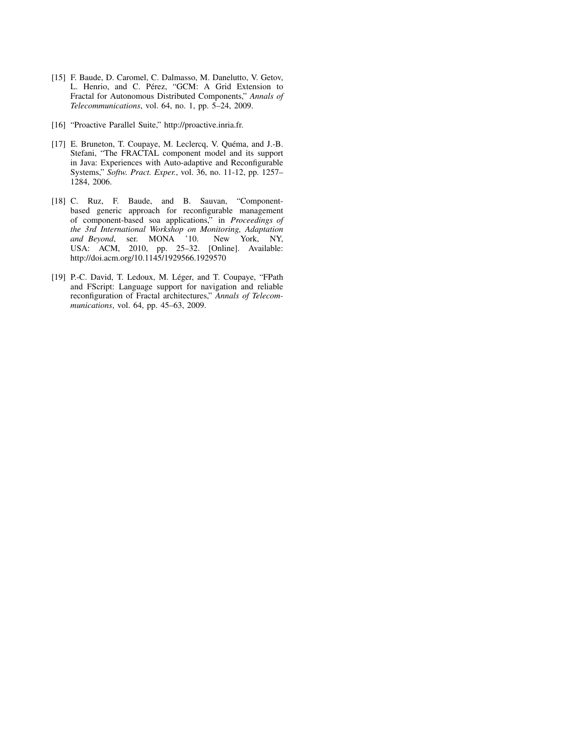[15] F. Baude, D. Caromel, C. Dalmasso, M. Danelutto, V. Getov, L. Henrio, and C. Pérez, "GCM: A Grid Extension to Fractal for Autonomous Distributed Components," *Annals of Telecommunications*, vol. 64, no. 1, pp. 5–24, 2009.

[16] "Proactive Parallel Suite," http://proactive.inria.fr.

[17] E. Bruneton, T. Coupaye, M. Leclercq, V. Quéma, and J.-B. Stefani, "The FRACTAL component model and its support in Java: Experiences with Auto-adaptive and Reconfigurable Systems," *Softw. Pract. Exper.*, vol. 36, no. 11-12, pp. 1257–1284, 2006.

[18] C. Ruz, F. Baude, and B. Sauvan, "Component-based generic approach for reconfigurable management of component-based soa applications," in *Proceedings of the 3rd International Workshop on Monitoring, Adaptation and Beyond*, ser. MONA '10. New York, NY, USA: ACM, 2010, pp. 25–32. [Online]. Available: http://doi.acm.org/10.1145/1929566.1929570

[19] P.-C. David, T. Ledoux, M. Léger, and T. Coupaye, "FPath and FScript: Language support for navigation and reliable reconfiguration of Fractal architectures," *Annals of Telecommunications*, vol. 64, pp. 45–63, 2009.